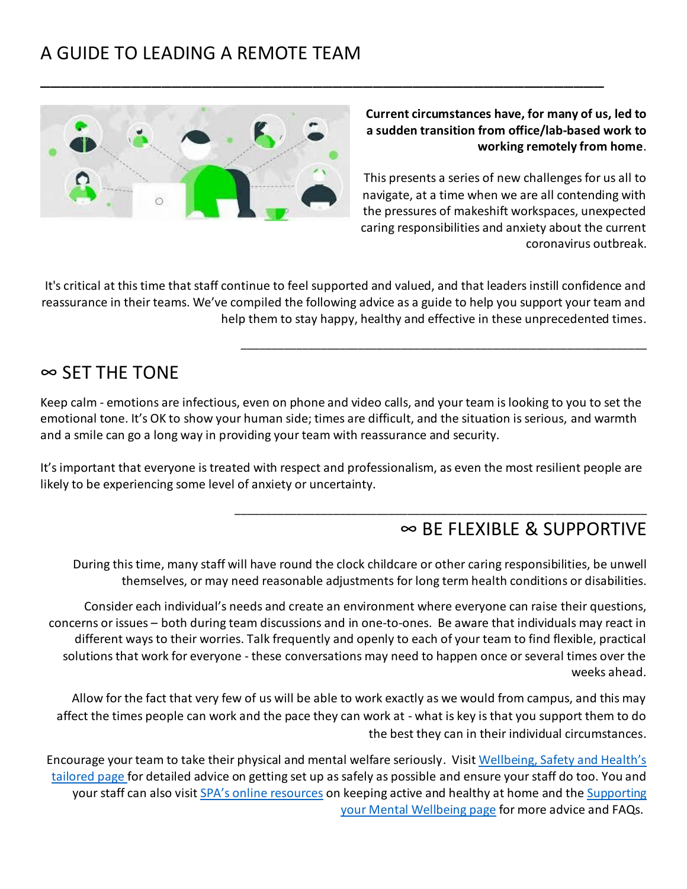# A GUIDE TO LEADING A REMOTE TEAM

**Current circumstances have, for many of us, led to a sudden transition from office/lab-based work to working remotely from home**.

This presents a series of new challenges for us all to navigate, at a time when we are all contending with the pressures of makeshift workspaces, unexpected caring responsibilities and anxiety about the current coronavirus outbreak.

It's critical at this time that staff continue to feel supported and valued, and that leaders instill confidence and reassurance in their teams. We've compiled the following advice as a guide to help you support your team and help them to stay happy, healthy and effective in these unprecedented times.

## ∞ SET THE TONE

Keep calm - emotions are infectious, even on phone and video calls, and your team is looking to you to set the emotional tone. It's OK to show your human side; times are difficult, and the situation is serious, and warmth and a smile can go a long way in providing your team with reassurance and security.

It's important that everyone is treated with respect and professionalism, as even the most resilient people are likely to be experiencing some level of anxiety or uncertainty.

## ∞ BE FLEXIBLE & SUPPORTIVE

During this time, many staff will have round the clock childcare or other caring responsibilities, be unwell themselves, or may need reasonable adjustments for long term health conditions or disabilities.

Consider each individual's needs and create an environment where everyone can raise their questions, concerns or issues – both during team discussions and in one-to-ones. Be aware that individuals may react in different ways to their worries. Talk frequently and openly to each of your team to find flexible, practical solutions that work for everyone - these conversations may need to happen once or several times over the weeks ahead.

Allow for the fact that very few of us will be able to work exactly as we would from campus, and this may affect the times people can work and the pace they can work at - what is key is that you support them to do the best they can in their individual circumstances.

Encourage your team to take their physical and mental welfare seriously. Visit Wellbeing, Safety and Health's tailored page for detailed advice on getting set up as safely as possible and ensure your staff do too. You and your staff can also visit SPA's online resources on keeping active and healthy at home and the Supporting your Mental Wellbeing page for more advice and FAQs.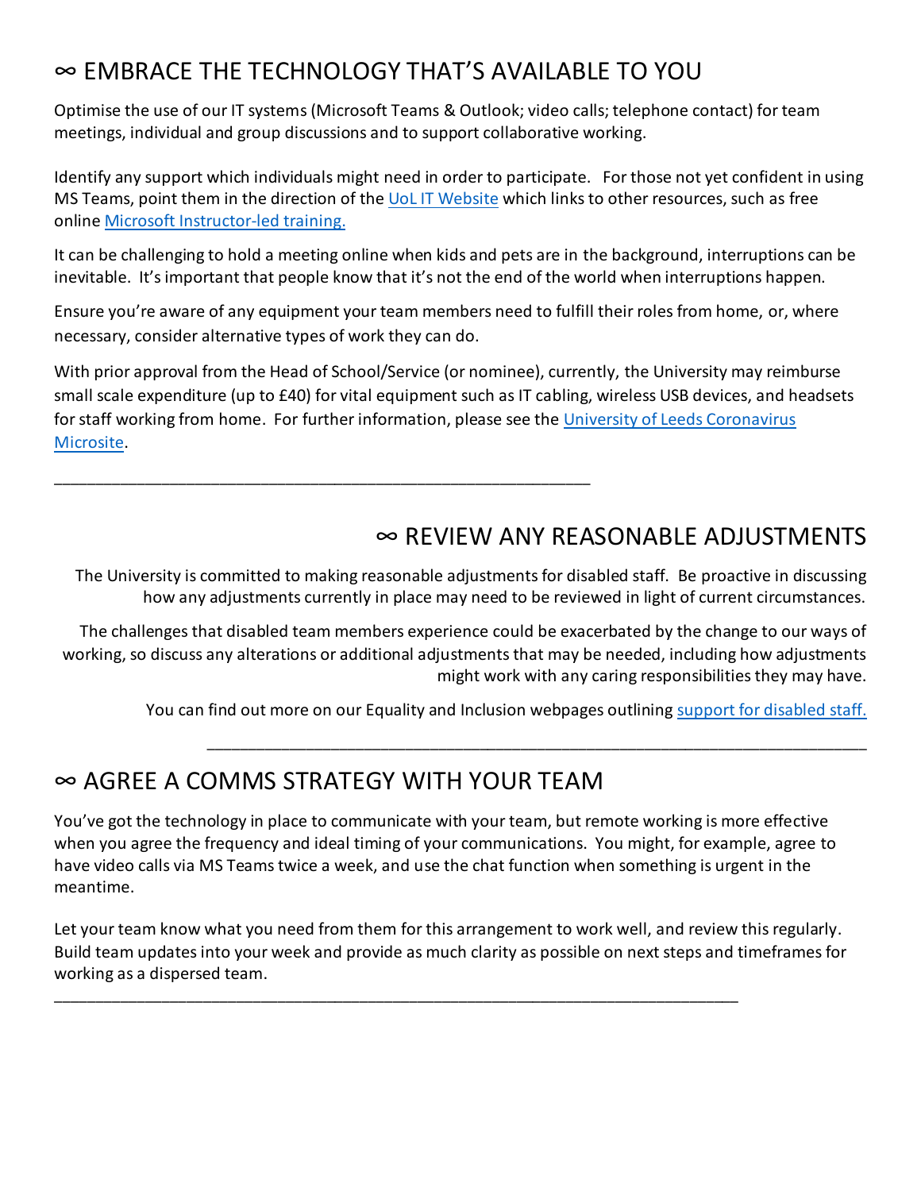## ∞ EMBRACE THE TECHNOLOGY THAT'S AVAILABLE TO YOU

Optimise the use of our IT systems (Microsoft Teams & Outlook; video calls; telephone contact) for team meetings, individual and group discussions and to support collaborative working.

Identify any support which individuals might need in order to participate. For those not yet confident in using MS Teams, point them in the direction of the UoL IT Website which links to other resources, such as free online Microsoft Instructor-led training.

It can be challenging to hold a meeting online when kids and pets are in the background, interruptions can be inevitable. It's important that people know that it's not the end of the world when interruptions happen.

Ensure you're aware of any equipment your team members need to fulfill their roles from home, or, where necessary, consider alternative types of work they can do.

With prior approval from the Head of School/Service (or nominee), currently, the University may reimburse small scale expenditure (up to £40) for vital equipment such as IT cabling, wireless USB devices, and headsets for staff working from home. For further information, please see the University of Leeds Coronavirus Microsite.

---

## ∞ REVIEW ANY REASONABLE ADJUSTMENTS

The University is committed to making reasonable adjustments for disabled staff. Be proactive in discussing how any adjustments currently in place may need to be reviewed in light of current circumstances.

The challenges that disabled team members experience could be exacerbated by the change to our ways of working, so discuss any alterations or additional adjustments that may be needed, including how adjustments might work with any caring responsibilities they may have.

You can find out more on our Equality and Inclusion webpages outlining support for disabled staff.

---

## ∞ AGREE A COMMS STRATEGY WITH YOUR TEAM

You've got the technology in place to communicate with your team, but remote working is more effective when you agree the frequency and ideal timing of your communications. You might, for example, agree to have video calls via MS Teams twice a week, and use the chat function when something is urgent in the meantime.

Let your team know what you need from them for this arrangement to work well, and review this regularly. Build team updates into your week and provide as much clarity as possible on next steps and timeframes for working as a dispersed team.

---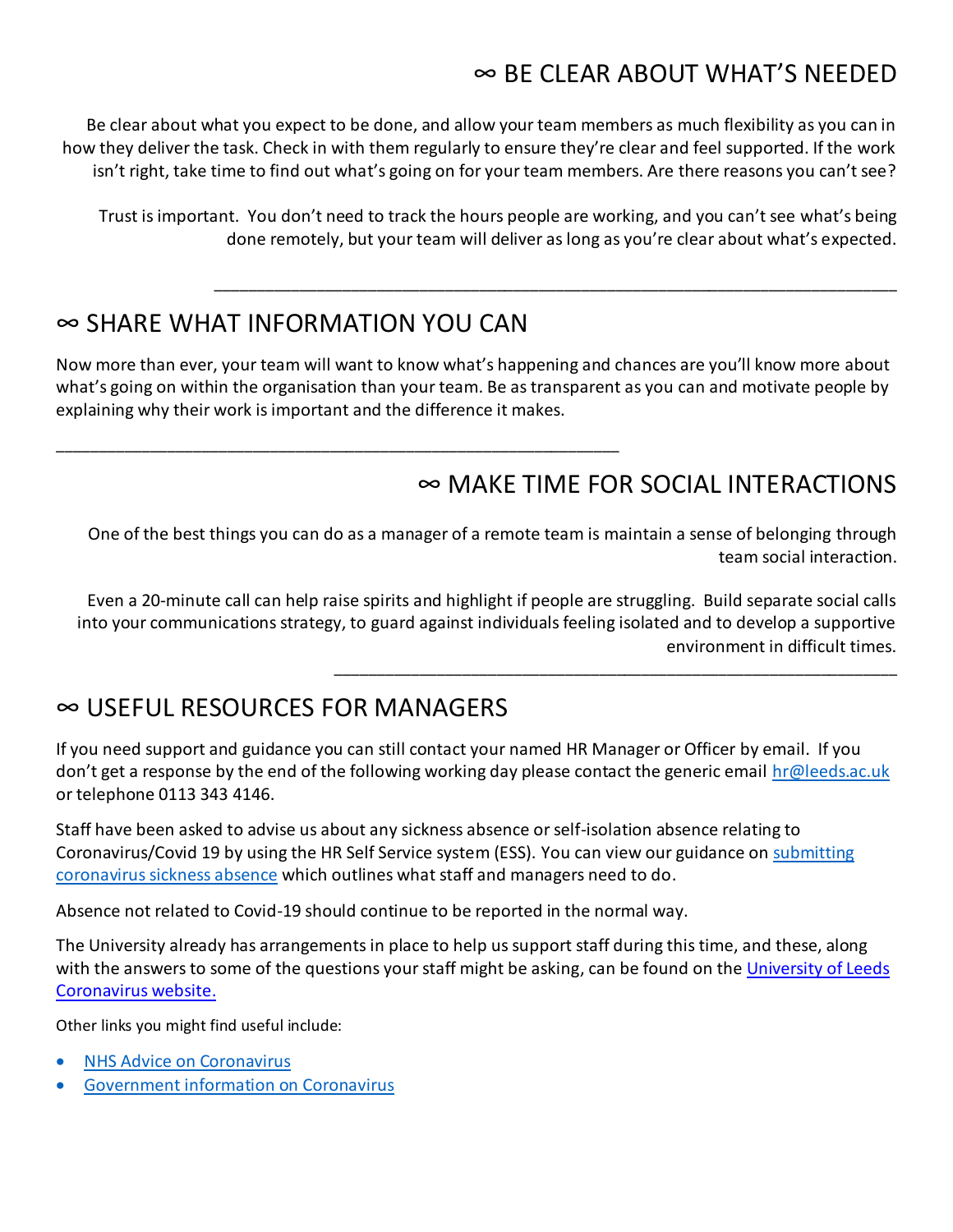## ∞ BE CLEAR ABOUT WHAT'S NEEDED

Be clear about what you expect to be done, and allow your team members as much flexibility as you can in how they deliver the task. Check in with them regularly to ensure they're clear and feel supported. If the work isn't right, take time to find out what's going on for your team members. Are there reasons you can't see?

Trust is important. You don't need to track the hours people are working, and you can't see what's being done remotely, but your team will deliver as long as you're clear about what's expected.

---

## ∞ SHARE WHAT INFORMATION YOU CAN

Now more than ever, your team will want to know what's happening and chances are you'll know more about what's going on within the organisation than your team. Be as transparent as you can and motivate people by explaining why their work is important and the difference it makes.

---

## ∞ MAKE TIME FOR SOCIAL INTERACTIONS

One of the best things you can do as a manager of a remote team is maintain a sense of belonging through team social interaction.

Even a 20-minute call can help raise spirits and highlight if people are struggling. Build separate social calls into your communications strategy, to guard against individuals feeling isolated and to develop a supportive environment in difficult times.

---

## ∞ USEFUL RESOURCES FOR MANAGERS

If you need support and guidance you can still contact your named HR Manager or Officer by email. If you don't get a response by the end of the following working day please contact the generic email hr@leeds.ac.uk or telephone 0113 343 4146.

Staff have been asked to advise us about any sickness absence or self-isolation absence relating to Coronavirus/Covid 19 by using the HR Self Service system (ESS). You can view our guidance on submitting coronavirus sickness absence which outlines what staff and managers need to do.

Absence not related to Covid-19 should continue to be reported in the normal way.

The University already has arrangements in place to help us support staff during this time, and these, along with the answers to some of the questions your staff might be asking, can be found on the University of Leeds Coronavirus website.

Other links you might find useful include:

- NHS Advice on Coronavirus
- Government information on Coronavirus